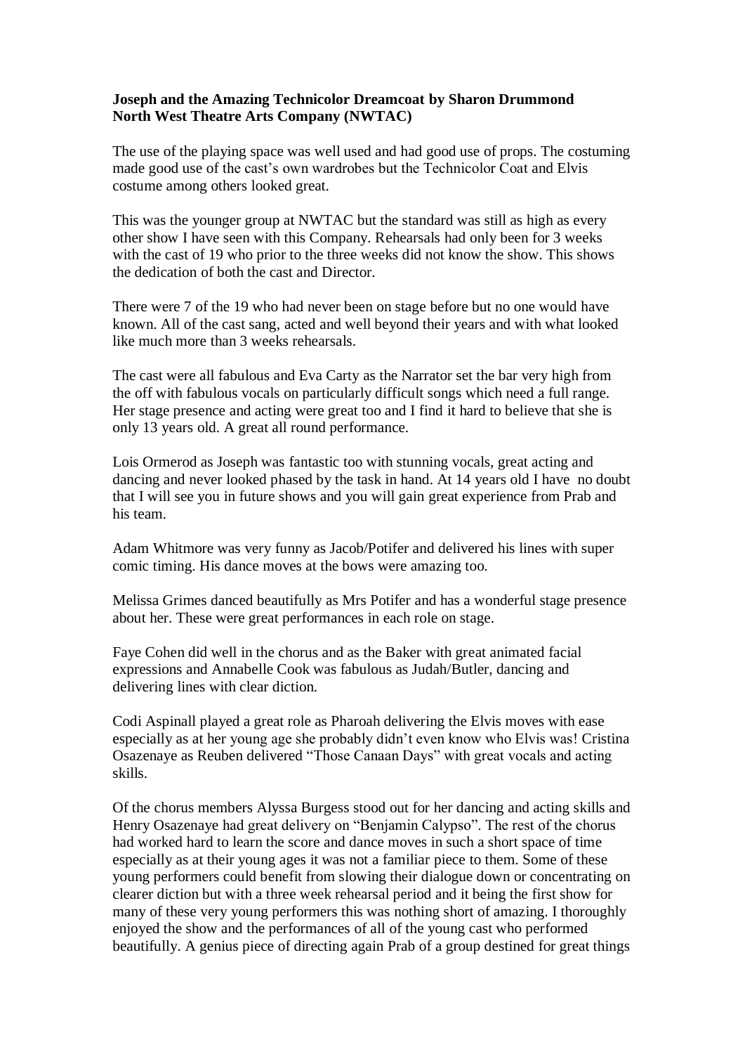**Joseph and the Amazing Technicolor Dreamcoat by Sharon Drummond**
**North West Theatre Arts Company (NWTAC)**

The use of the playing space was well used and had good use of props. The costuming made good use of the cast's own wardrobes but the Technicolor Coat and Elvis costume among others looked great.

This was the younger group at NWTAC but the standard was still as high as every other show I have seen with this Company. Rehearsals had only been for 3 weeks with the cast of 19 who prior to the three weeks did not know the show. This shows the dedication of both the cast and Director.

There were 7 of the 19 who had never been on stage before but no one would have known. All of the cast sang, acted and well beyond their years and with what looked like much more than 3 weeks rehearsals.

The cast were all fabulous and Eva Carty as the Narrator set the bar very high from the off with fabulous vocals on particularly difficult songs which need a full range. Her stage presence and acting were great too and I find it hard to believe that she is only 13 years old. A great all round performance.

Lois Ormerod as Joseph was fantastic too with stunning vocals, great acting and dancing and never looked phased by the task in hand. At 14 years old I have no doubt that I will see you in future shows and you will gain great experience from Prab and his team.

Adam Whitmore was very funny as Jacob/Potifer and delivered his lines with super comic timing. His dance moves at the bows were amazing too.

Melissa Grimes danced beautifully as Mrs Potifer and has a wonderful stage presence about her. These were great performances in each role on stage.

Faye Cohen did well in the chorus and as the Baker with great animated facial expressions and Annabelle Cook was fabulous as Judah/Butler, dancing and delivering lines with clear diction.

Codi Aspinall played a great role as Pharoah delivering the Elvis moves with ease especially as at her young age she probably didn't even know who Elvis was! Cristina Osazenaye as Reuben delivered "Those Canaan Days" with great vocals and acting skills.

Of the chorus members Alyssa Burgess stood out for her dancing and acting skills and Henry Osazenaye had great delivery on "Benjamin Calypso". The rest of the chorus had worked hard to learn the score and dance moves in such a short space of time especially as at their young ages it was not a familiar piece to them. Some of these young performers could benefit from slowing their dialogue down or concentrating on clearer diction but with a three week rehearsal period and it being the first show for many of these very young performers this was nothing short of amazing. I thoroughly enjoyed the show and the performances of all of the young cast who performed beautifully. A genius piece of directing again Prab of a group destined for great things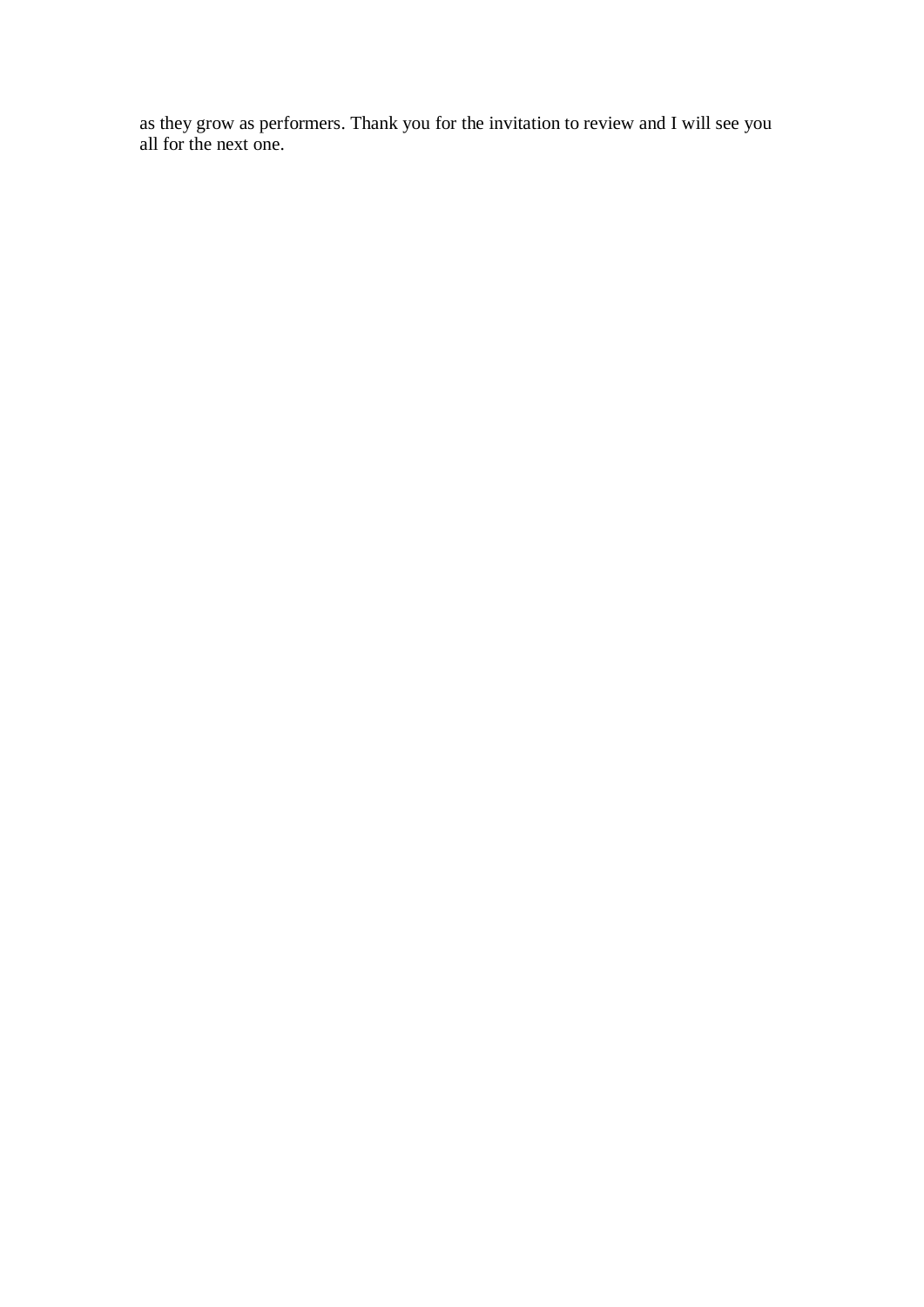as they grow as performers. Thank you for the invitation to review and I will see you all for the next one.